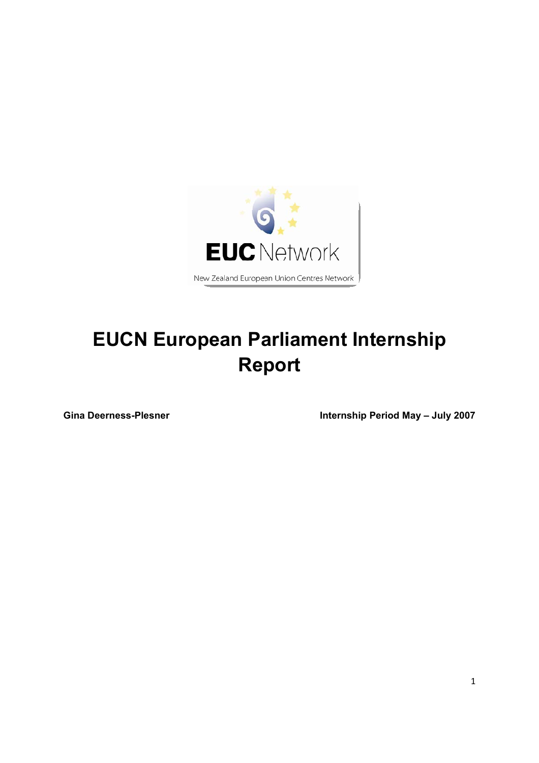EUC Network

New Zealand European Union Centres Network

# EUCN European Parliament Internship Report

**Gina Deerness-Plesner** **Internship Period May – July 2007**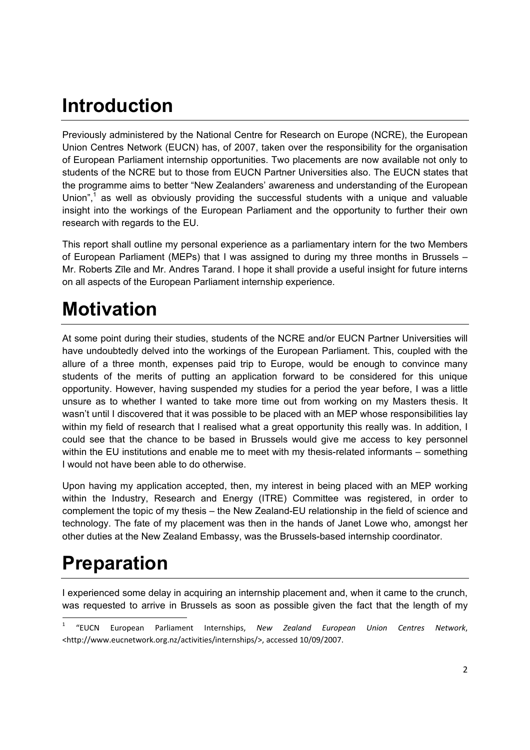# Introduction

Previously administered by the National Centre for Research on Europe (NCRE), the European Union Centres Network (EUCN) has, of 2007, taken over the responsibility for the organisation of European Parliament internship opportunities. Two placements are now available not only to students of the NCRE but to those from EUCN Partner Universities also. The EUCN states that the programme aims to better "New Zealanders' awareness and understanding of the European Union",[1] as well as obviously providing the successful students with a unique and valuable insight into the workings of the European Parliament and the opportunity to further their own research with regards to the EU.

This report shall outline my personal experience as a parliamentary intern for the two Members of European Parliament (MEPs) that I was assigned to during my three months in Brussels – Mr. Roberts Zīle and Mr. Andres Tarand. I hope it shall provide a useful insight for future interns on all aspects of the European Parliament internship experience.

# Motivation

At some point during their studies, students of the NCRE and/or EUCN Partner Universities will have undoubtedly delved into the workings of the European Parliament. This, coupled with the allure of a three month, expenses paid trip to Europe, would be enough to convince many students of the merits of putting an application forward to be considered for this unique opportunity. However, having suspended my studies for a period the year before, I was a little unsure as to whether I wanted to take more time out from working on my Masters thesis. It wasn't until I discovered that it was possible to be placed with an MEP whose responsibilities lay within my field of research that I realised what a great opportunity this really was. In addition, I could see that the chance to be based in Brussels would give me access to key personnel within the EU institutions and enable me to meet with my thesis-related informants – something I would not have been able to do otherwise.

Upon having my application accepted, then, my interest in being placed with an MEP working within the Industry, Research and Energy (ITRE) Committee was registered, in order to complement the topic of my thesis – the New Zealand-EU relationship in the field of science and technology. The fate of my placement was then in the hands of Janet Lowe who, amongst her other duties at the New Zealand Embassy, was the Brussels-based internship coordinator.

# Preparation

I experienced some delay in acquiring an internship placement and, when it came to the crunch, was requested to arrive in Brussels as soon as possible given the fact that the length of my

---

[1] "EUCN European Parliament Internships, *New Zealand European Union Centres Network*, <http://www.eucnetwork.org.nz/activities/internships/>, accessed 10/09/2007.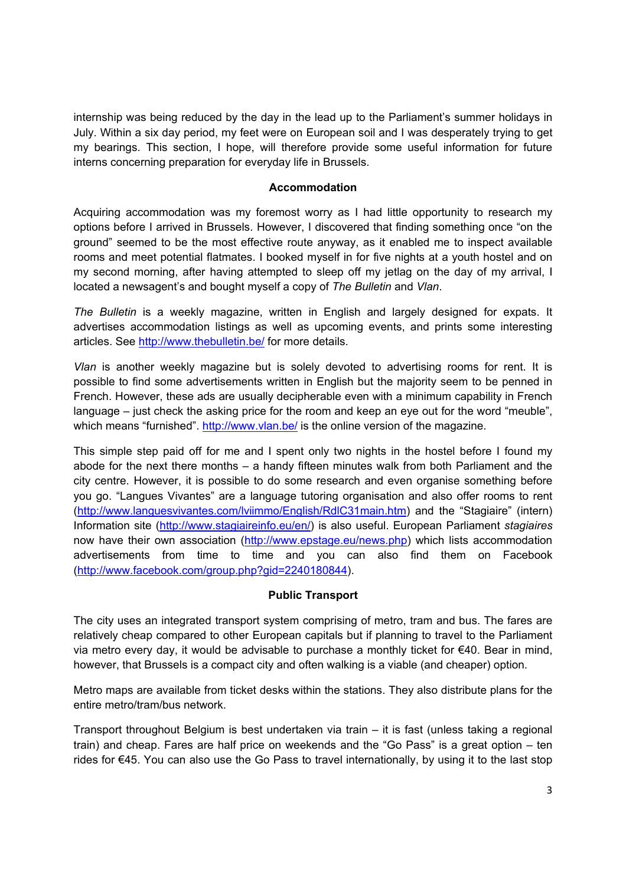internship was being reduced by the day in the lead up to the Parliament's summer holidays in July. Within a six day period, my feet were on European soil and I was desperately trying to get my bearings. This section, I hope, will therefore provide some useful information for future interns concerning preparation for everyday life in Brussels.

**Accommodation**

Acquiring accommodation was my foremost worry as I had little opportunity to research my options before I arrived in Brussels. However, I discovered that finding something once "on the ground" seemed to be the most effective route anyway, as it enabled me to inspect available rooms and meet potential flatmates. I booked myself in for five nights at a youth hostel and on my second morning, after having attempted to sleep off my jetlag on the day of my arrival, I located a newsagent's and bought myself a copy of *The Bulletin* and *Vlan*.

*The Bulletin* is a weekly magazine, written in English and largely designed for expats. It advertises accommodation listings as well as upcoming events, and prints some interesting articles. See http://www.thebulletin.be/ for more details.

*Vlan* is another weekly magazine but is solely devoted to advertising rooms for rent. It is possible to find some advertisements written in English but the majority seem to be penned in French. However, these ads are usually decipherable even with a minimum capability in French language – just check the asking price for the room and keep an eye out for the word "meuble", which means "furnished". http://www.vlan.be/ is the online version of the magazine.

This simple step paid off for me and I spent only two nights in the hostel before I found my abode for the next there months – a handy fifteen minutes walk from both Parliament and the city centre. However, it is possible to do some research and even organise something before you go. "Langues Vivantes" are a language tutoring organisation and also offer rooms to rent (http://www.languesvivantes.com/lviimmo/English/RdlC31main.htm) and the "Stagiaire" (intern) Information site (http://www.stagiaireinfo.eu/en/) is also useful. European Parliament *stagiaires* now have their own association (http://www.epstage.eu/news.php) which lists accommodation advertisements from time to time and you can also find them on Facebook (http://www.facebook.com/group.php?gid=2240180844).

**Public Transport**

The city uses an integrated transport system comprising of metro, tram and bus. The fares are relatively cheap compared to other European capitals but if planning to travel to the Parliament via metro every day, it would be advisable to purchase a monthly ticket for €40. Bear in mind, however, that Brussels is a compact city and often walking is a viable (and cheaper) option.

Metro maps are available from ticket desks within the stations. They also distribute plans for the entire metro/tram/bus network.

Transport throughout Belgium is best undertaken via train – it is fast (unless taking a regional train) and cheap. Fares are half price on weekends and the "Go Pass" is a great option – ten rides for €45. You can also use the Go Pass to travel internationally, by using it to the last stop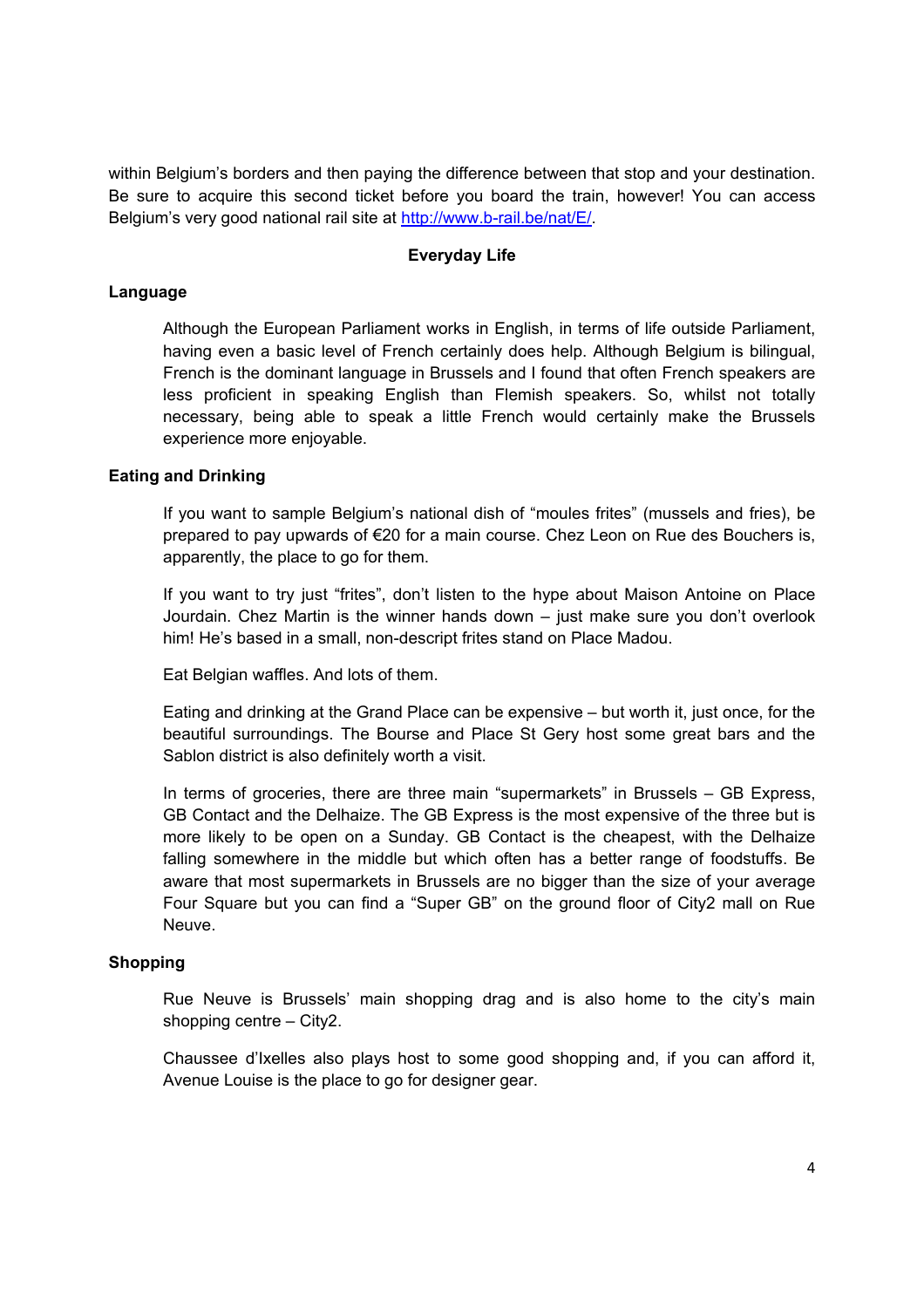within Belgium's borders and then paying the difference between that stop and your destination. Be sure to acquire this second ticket before you board the train, however! You can access Belgium's very good national rail site at [http://www.b-rail.be/nat/E/](http://www.b-rail.be/nat/E/).

## Everyday Life

### Language

Although the European Parliament works in English, in terms of life outside Parliament, having even a basic level of French certainly does help. Although Belgium is bilingual, French is the dominant language in Brussels and I found that often French speakers are less proficient in speaking English than Flemish speakers. So, whilst not totally necessary, being able to speak a little French would certainly make the Brussels experience more enjoyable.

### Eating and Drinking

If you want to sample Belgium's national dish of "moules frites" (mussels and fries), be prepared to pay upwards of €20 for a main course. Chez Leon on Rue des Bouchers is, apparently, the place to go for them.

If you want to try just "frites", don't listen to the hype about Maison Antoine on Place Jourdain. Chez Martin is the winner hands down – just make sure you don't overlook him! He's based in a small, non-descript frites stand on Place Madou.

Eat Belgian waffles. And lots of them.

Eating and drinking at the Grand Place can be expensive – but worth it, just once, for the beautiful surroundings. The Bourse and Place St Gery host some great bars and the Sablon district is also definitely worth a visit.

In terms of groceries, there are three main "supermarkets" in Brussels – GB Express, GB Contact and the Delhaize. The GB Express is the most expensive of the three but is more likely to be open on a Sunday. GB Contact is the cheapest, with the Delhaize falling somewhere in the middle but which often has a better range of foodstuffs. Be aware that most supermarkets in Brussels are no bigger than the size of your average Four Square but you can find a "Super GB" on the ground floor of City2 mall on Rue Neuve.

### Shopping

Rue Neuve is Brussels' main shopping drag and is also home to the city's main shopping centre – City2.

Chaussee d'Ixelles also plays host to some good shopping and, if you can afford it, Avenue Louise is the place to go for designer gear.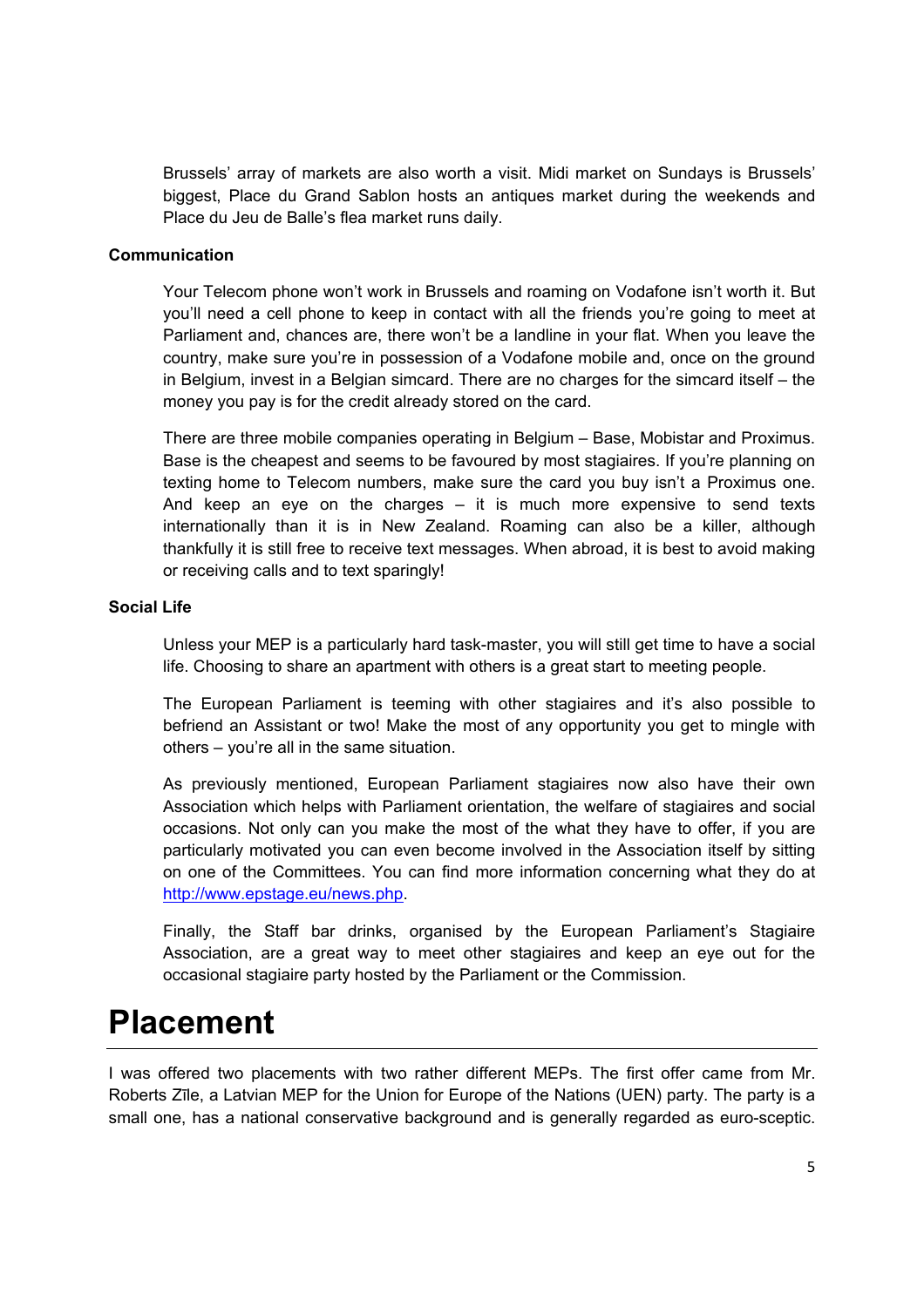Brussels' array of markets are also worth a visit. Midi market on Sundays is Brussels' biggest, Place du Grand Sablon hosts an antiques market during the weekends and Place du Jeu de Balle's flea market runs daily.

**Communication**

Your Telecom phone won't work in Brussels and roaming on Vodafone isn't worth it. But you'll need a cell phone to keep in contact with all the friends you're going to meet at Parliament and, chances are, there won't be a landline in your flat. When you leave the country, make sure you're in possession of a Vodafone mobile and, once on the ground in Belgium, invest in a Belgian simcard. There are no charges for the simcard itself – the money you pay is for the credit already stored on the card.

There are three mobile companies operating in Belgium – Base, Mobistar and Proximus. Base is the cheapest and seems to be favoured by most stagiaires. If you're planning on texting home to Telecom numbers, make sure the card you buy isn't a Proximus one. And keep an eye on the charges – it is much more expensive to send texts internationally than it is in New Zealand. Roaming can also be a killer, although thankfully it is still free to receive text messages. When abroad, it is best to avoid making or receiving calls and to text sparingly!

**Social Life**

Unless your MEP is a particularly hard task-master, you will still get time to have a social life. Choosing to share an apartment with others is a great start to meeting people.

The European Parliament is teeming with other stagiaires and it's also possible to befriend an Assistant or two! Make the most of any opportunity you get to mingle with others – you're all in the same situation.

As previously mentioned, European Parliament stagiaires now also have their own Association which helps with Parliament orientation, the welfare of stagiaires and social occasions. Not only can you make the most of the what they have to offer, if you are particularly motivated you can even become involved in the Association itself by sitting on one of the Committees. You can find more information concerning what they do at [http://www.epstage.eu/news.php](http://www.epstage.eu/news.php).

Finally, the Staff bar drinks, organised by the European Parliament's Stagiaire Association, are a great way to meet other stagiaires and keep an eye out for the occasional stagiaire party hosted by the Parliament or the Commission.

# Placement

I was offered two placements with two rather different MEPs. The first offer came from Mr. Roberts Zīle, a Latvian MEP for the Union for Europe of the Nations (UEN) party. The party is a small one, has a national conservative background and is generally regarded as euro-sceptic.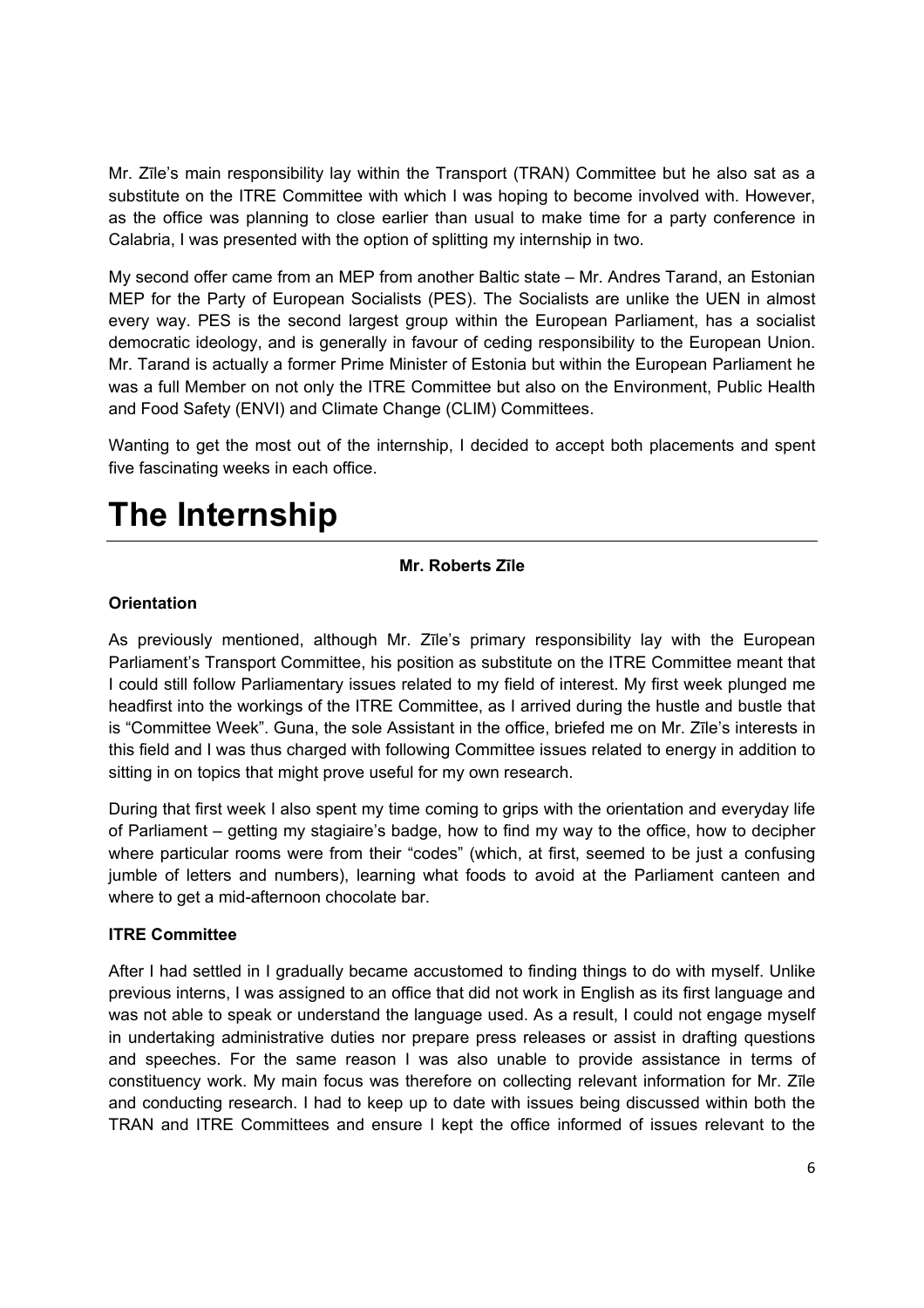Mr. Zīle's main responsibility lay within the Transport (TRAN) Committee but he also sat as a substitute on the ITRE Committee with which I was hoping to become involved with. However, as the office was planning to close earlier than usual to make time for a party conference in Calabria, I was presented with the option of splitting my internship in two.

My second offer came from an MEP from another Baltic state – Mr. Andres Tarand, an Estonian MEP for the Party of European Socialists (PES). The Socialists are unlike the UEN in almost every way. PES is the second largest group within the European Parliament, has a socialist democratic ideology, and is generally in favour of ceding responsibility to the European Union. Mr. Tarand is actually a former Prime Minister of Estonia but within the European Parliament he was a full Member on not only the ITRE Committee but also on the Environment, Public Health and Food Safety (ENVI) and Climate Change (CLIM) Committees.

Wanting to get the most out of the internship, I decided to accept both placements and spent five fascinating weeks in each office.

# The Internship

**Mr. Roberts Zīle**

### Orientation

As previously mentioned, although Mr. Zīle's primary responsibility lay with the European Parliament's Transport Committee, his position as substitute on the ITRE Committee meant that I could still follow Parliamentary issues related to my field of interest. My first week plunged me headfirst into the workings of the ITRE Committee, as I arrived during the hustle and bustle that is "Committee Week". Guna, the sole Assistant in the office, briefed me on Mr. Zīle's interests in this field and I was thus charged with following Committee issues related to energy in addition to sitting in on topics that might prove useful for my own research.

During that first week I also spent my time coming to grips with the orientation and everyday life of Parliament – getting my stagiaire's badge, how to find my way to the office, how to decipher where particular rooms were from their "codes" (which, at first, seemed to be just a confusing jumble of letters and numbers), learning what foods to avoid at the Parliament canteen and where to get a mid-afternoon chocolate bar.

### ITRE Committee

After I had settled in I gradually became accustomed to finding things to do with myself. Unlike previous interns, I was assigned to an office that did not work in English as its first language and was not able to speak or understand the language used. As a result, I could not engage myself in undertaking administrative duties nor prepare press releases or assist in drafting questions and speeches. For the same reason I was also unable to provide assistance in terms of constituency work. My main focus was therefore on collecting relevant information for Mr. Zīle and conducting research. I had to keep up to date with issues being discussed within both the TRAN and ITRE Committees and ensure I kept the office informed of issues relevant to the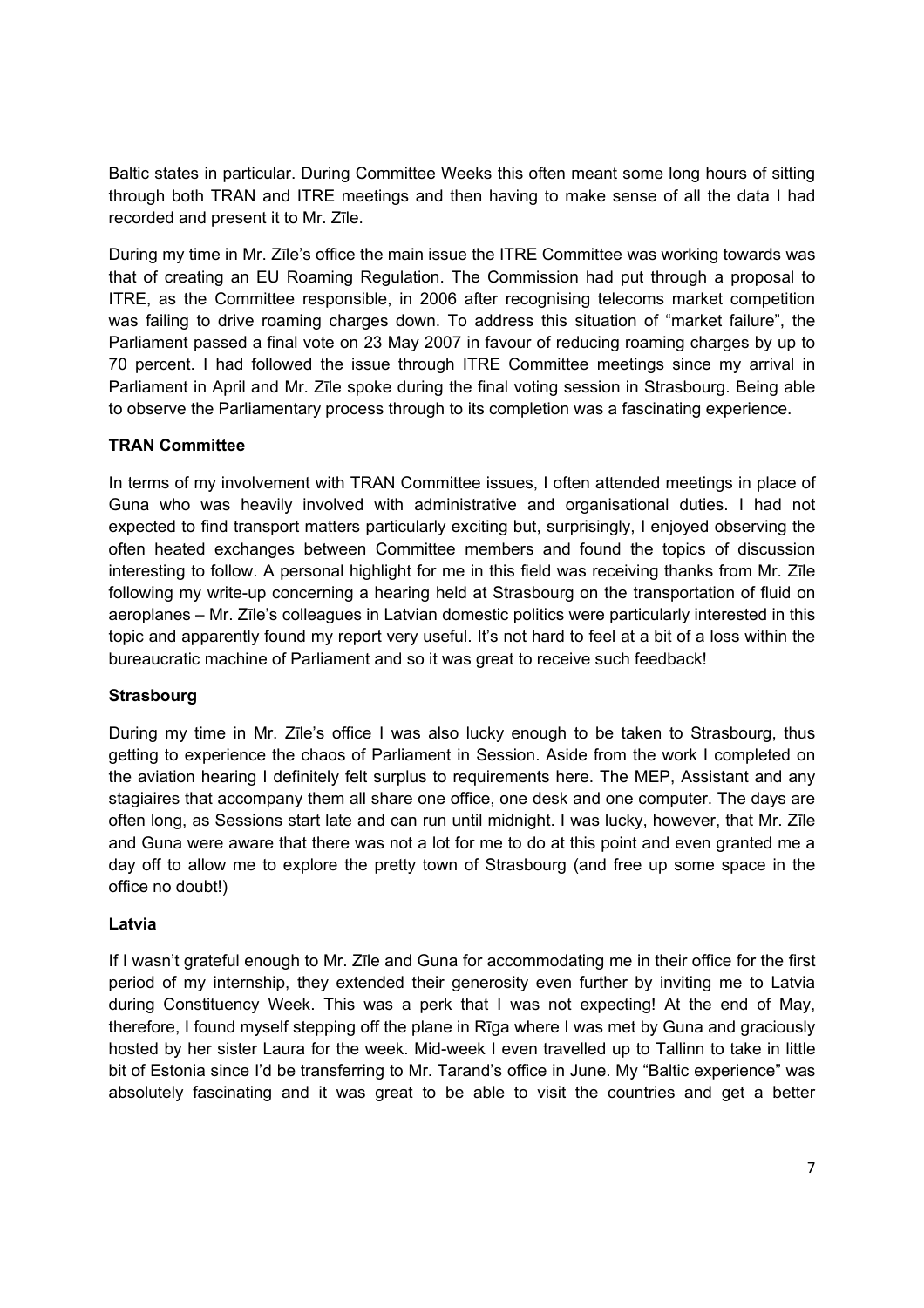Baltic states in particular. During Committee Weeks this often meant some long hours of sitting through both TRAN and ITRE meetings and then having to make sense of all the data I had recorded and present it to Mr. Zīle.

During my time in Mr. Zīle's office the main issue the ITRE Committee was working towards was that of creating an EU Roaming Regulation. The Commission had put through a proposal to ITRE, as the Committee responsible, in 2006 after recognising telecoms market competition was failing to drive roaming charges down. To address this situation of "market failure", the Parliament passed a final vote on 23 May 2007 in favour of reducing roaming charges by up to 70 percent. I had followed the issue through ITRE Committee meetings since my arrival in Parliament in April and Mr. Zīle spoke during the final voting session in Strasbourg. Being able to observe the Parliamentary process through to its completion was a fascinating experience.

**TRAN Committee**

In terms of my involvement with TRAN Committee issues, I often attended meetings in place of Guna who was heavily involved with administrative and organisational duties. I had not expected to find transport matters particularly exciting but, surprisingly, I enjoyed observing the often heated exchanges between Committee members and found the topics of discussion interesting to follow. A personal highlight for me in this field was receiving thanks from Mr. Zīle following my write-up concerning a hearing held at Strasbourg on the transportation of fluid on aeroplanes – Mr. Zīle's colleagues in Latvian domestic politics were particularly interested in this topic and apparently found my report very useful. It's not hard to feel at a bit of a loss within the bureaucratic machine of Parliament and so it was great to receive such feedback!

**Strasbourg**

During my time in Mr. Zīle's office I was also lucky enough to be taken to Strasbourg, thus getting to experience the chaos of Parliament in Session. Aside from the work I completed on the aviation hearing I definitely felt surplus to requirements here. The MEP, Assistant and any stagiaires that accompany them all share one office, one desk and one computer. The days are often long, as Sessions start late and can run until midnight. I was lucky, however, that Mr. Zīle and Guna were aware that there was not a lot for me to do at this point and even granted me a day off to allow me to explore the pretty town of Strasbourg (and free up some space in the office no doubt!)

**Latvia**

If I wasn't grateful enough to Mr. Zīle and Guna for accommodating me in their office for the first period of my internship, they extended their generosity even further by inviting me to Latvia during Constituency Week. This was a perk that I was not expecting! At the end of May, therefore, I found myself stepping off the plane in Rīga where I was met by Guna and graciously hosted by her sister Laura for the week. Mid-week I even travelled up to Tallinn to take in little bit of Estonia since I'd be transferring to Mr. Tarand's office in June. My "Baltic experience" was absolutely fascinating and it was great to be able to visit the countries and get a better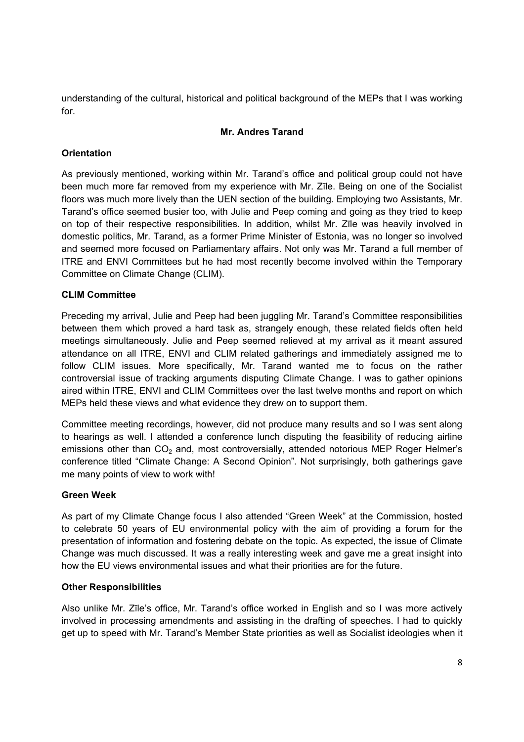understanding of the cultural, historical and political background of the MEPs that I was working for.

## Mr. Andres Tarand

### Orientation

As previously mentioned, working within Mr. Tarand's office and political group could not have been much more far removed from my experience with Mr. Zīle. Being on one of the Socialist floors was much more lively than the UEN section of the building. Employing two Assistants, Mr. Tarand's office seemed busier too, with Julie and Peep coming and going as they tried to keep on top of their respective responsibilities. In addition, whilst Mr. Zīle was heavily involved in domestic politics, Mr. Tarand, as a former Prime Minister of Estonia, was no longer so involved and seemed more focused on Parliamentary affairs. Not only was Mr. Tarand a full member of ITRE and ENVI Committees but he had most recently become involved within the Temporary Committee on Climate Change (CLIM).

### CLIM Committee

Preceding my arrival, Julie and Peep had been juggling Mr. Tarand's Committee responsibilities between them which proved a hard task as, strangely enough, these related fields often held meetings simultaneously. Julie and Peep seemed relieved at my arrival as it meant assured attendance on all ITRE, ENVI and CLIM related gatherings and immediately assigned me to follow CLIM issues. More specifically, Mr. Tarand wanted me to focus on the rather controversial issue of tracking arguments disputing Climate Change. I was to gather opinions aired within ITRE, ENVI and CLIM Committees over the last twelve months and report on which MEPs held these views and what evidence they drew on to support them.

Committee meeting recordings, however, did not produce many results and so I was sent along to hearings as well. I attended a conference lunch disputing the feasibility of reducing airline emissions other than $CO_2$ and, most controversially, attended notorious MEP Roger Helmer's conference titled "Climate Change: A Second Opinion". Not surprisingly, both gatherings gave me many points of view to work with!

### Green Week

As part of my Climate Change focus I also attended "Green Week" at the Commission, hosted to celebrate 50 years of EU environmental policy with the aim of providing a forum for the presentation of information and fostering debate on the topic. As expected, the issue of Climate Change was much discussed. It was a really interesting week and gave me a great insight into how the EU views environmental issues and what their priorities are for the future.

### Other Responsibilities

Also unlike Mr. Zīle's office, Mr. Tarand's office worked in English and so I was more actively involved in processing amendments and assisting in the drafting of speeches. I had to quickly get up to speed with Mr. Tarand's Member State priorities as well as Socialist ideologies when it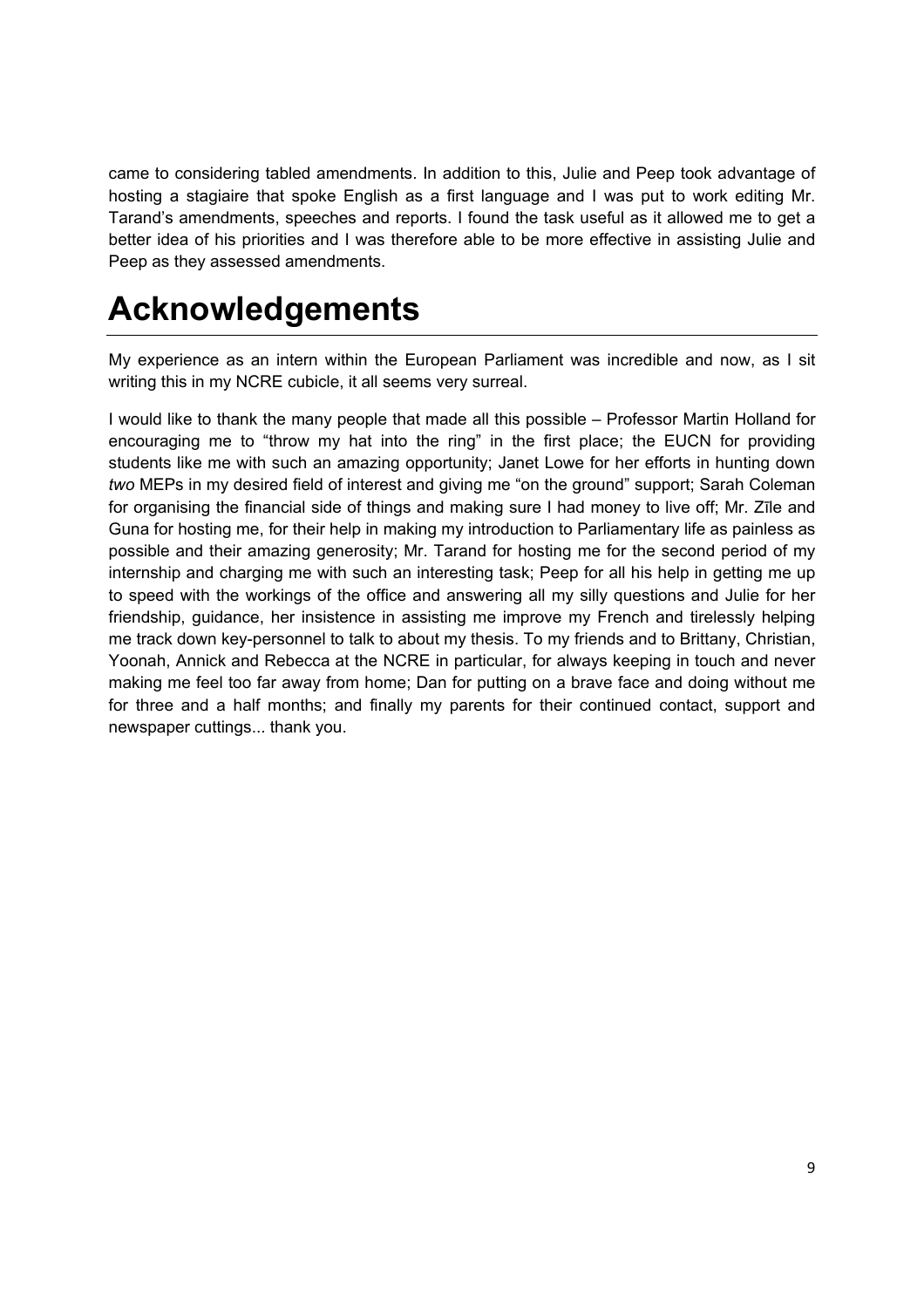came to considering tabled amendments. In addition to this, Julie and Peep took advantage of hosting a stagiaire that spoke English as a first language and I was put to work editing Mr. Tarand's amendments, speeches and reports. I found the task useful as it allowed me to get a better idea of his priorities and I was therefore able to be more effective in assisting Julie and Peep as they assessed amendments.

# Acknowledgements

My experience as an intern within the European Parliament was incredible and now, as I sit writing this in my NCRE cubicle, it all seems very surreal.

I would like to thank the many people that made all this possible – Professor Martin Holland for encouraging me to "throw my hat into the ring" in the first place; the EUCN for providing students like me with such an amazing opportunity; Janet Lowe for her efforts in hunting down *two* MEPs in my desired field of interest and giving me "on the ground" support; Sarah Coleman for organising the financial side of things and making sure I had money to live off; Mr. Zīle and Guna for hosting me, for their help in making my introduction to Parliamentary life as painless as possible and their amazing generosity; Mr. Tarand for hosting me for the second period of my internship and charging me with such an interesting task; Peep for all his help in getting me up to speed with the workings of the office and answering all my silly questions and Julie for her friendship, guidance, her insistence in assisting me improve my French and tirelessly helping me track down key-personnel to talk to about my thesis. To my friends and to Brittany, Christian, Yoonah, Annick and Rebecca at the NCRE in particular, for always keeping in touch and never making me feel too far away from home; Dan for putting on a brave face and doing without me for three and a half months; and finally my parents for their continued contact, support and newspaper cuttings... thank you.